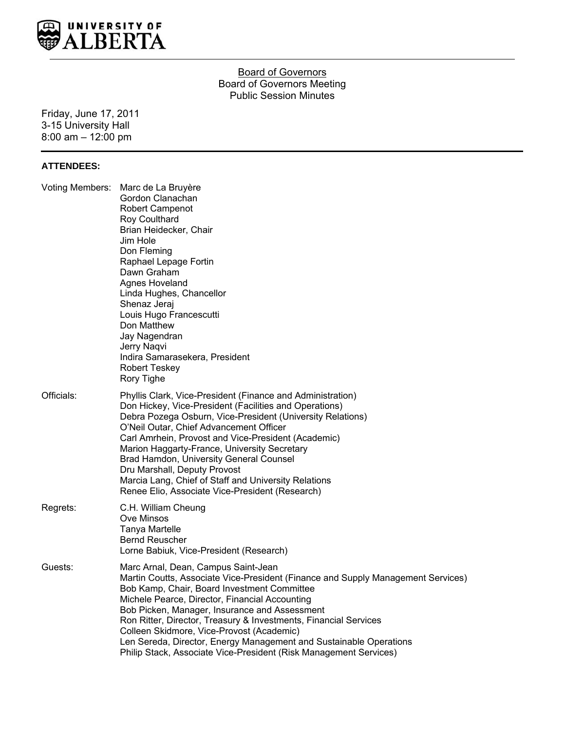UNIVERSITY OF ALBERTA

# Board of Governors

## Board of Governors Meeting
## Public Session Minutes

Friday, June 17, 2011
3-15 University Hall
8:00 am – 12:00 pm

**ATTENDEES:**

Voting Members:
- Marc de La Bruyère
- Gordon Clanachan
- Robert Campenot
- Roy Coulthard
- Brian Heidecker, Chair
- Jim Hole
- Don Fleming
- Raphael Lepage Fortin
- Dawn Graham
- Agnes Hoveland
- Linda Hughes, Chancellor
- Shenaz Jeraj
- Louis Hugo Francescutti
- Don Matthew
- Jay Nagendran
- Jerry Naqvi
- Indira Samarasekera, President
- Robert Teskey
- Rory Tighe

Officials:
- Phyllis Clark, Vice-President (Finance and Administration)
- Don Hickey, Vice-President (Facilities and Operations)
- Debra Pozega Osburn, Vice-President (University Relations)
- O'Neil Outar, Chief Advancement Officer
- Carl Amrhein, Provost and Vice-President (Academic)
- Marion Haggarty-France, University Secretary
- Brad Hamdon, University General Counsel
- Dru Marshall, Deputy Provost
- Marcia Lang, Chief of Staff and University Relations
- Renee Elio, Associate Vice-President (Research)

Regrets:
- C.H. William Cheung
- Ove Minsos
- Tanya Martelle
- Bernd Reuscher
- Lorne Babiuk, Vice-President (Research)

Guests:
- Marc Arnal, Dean, Campus Saint-Jean
- Martin Coutts, Associate Vice-President (Finance and Supply Management Services)
- Bob Kamp, Chair, Board Investment Committee
- Michele Pearce, Director, Financial Accounting
- Bob Picken, Manager, Insurance and Assessment
- Ron Ritter, Director, Treasury & Investments, Financial Services
- Colleen Skidmore, Vice-Provost (Academic)
- Len Sereda, Director, Energy Management and Sustainable Operations
- Philip Stack, Associate Vice-President (Risk Management Services)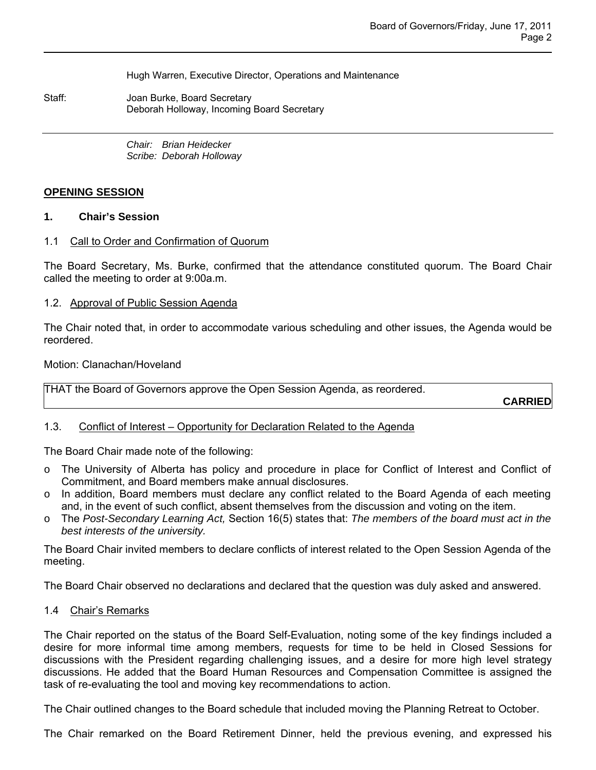Hugh Warren, Executive Director, Operations and Maintenance

Staff: Joan Burke, Board Secretary
Deborah Holloway, Incoming Board Secretary

---

*Chair: Brian Heidecker*
*Scribe: Deborah Holloway*

## OPENING SESSION

### 1. Chair's Session

1.1 Call to Order and Confirmation of Quorum

The Board Secretary, Ms. Burke, confirmed that the attendance constituted quorum. The Board Chair called the meeting to order at 9:00a.m.

1.2. Approval of Public Session Agenda

The Chair noted that, in order to accommodate various scheduling and other issues, the Agenda would be reordered.

Motion: Clanachan/Hoveland

THAT the Board of Governors approve the Open Session Agenda, as reordered.

**CARRIED**

1.3. Conflict of Interest – Opportunity for Declaration Related to the Agenda

The Board Chair made note of the following:

- The University of Alberta has policy and procedure in place for Conflict of Interest and Conflict of Commitment, and Board members make annual disclosures.
- In addition, Board members must declare any conflict related to the Board Agenda of each meeting and, in the event of such conflict, absent themselves from the discussion and voting on the item.
- The *Post-Secondary Learning Act,* Section 16(5) states that: *The members of the board must act in the best interests of the university.*

The Board Chair invited members to declare conflicts of interest related to the Open Session Agenda of the meeting.

The Board Chair observed no declarations and declared that the question was duly asked and answered.

1.4 Chair's Remarks

The Chair reported on the status of the Board Self-Evaluation, noting some of the key findings included a desire for more informal time among members, requests for time to be held in Closed Sessions for discussions with the President regarding challenging issues, and a desire for more high level strategy discussions. He added that the Board Human Resources and Compensation Committee is assigned the task of re-evaluating the tool and moving key recommendations to action.

The Chair outlined changes to the Board schedule that included moving the Planning Retreat to October.

The Chair remarked on the Board Retirement Dinner, held the previous evening, and expressed his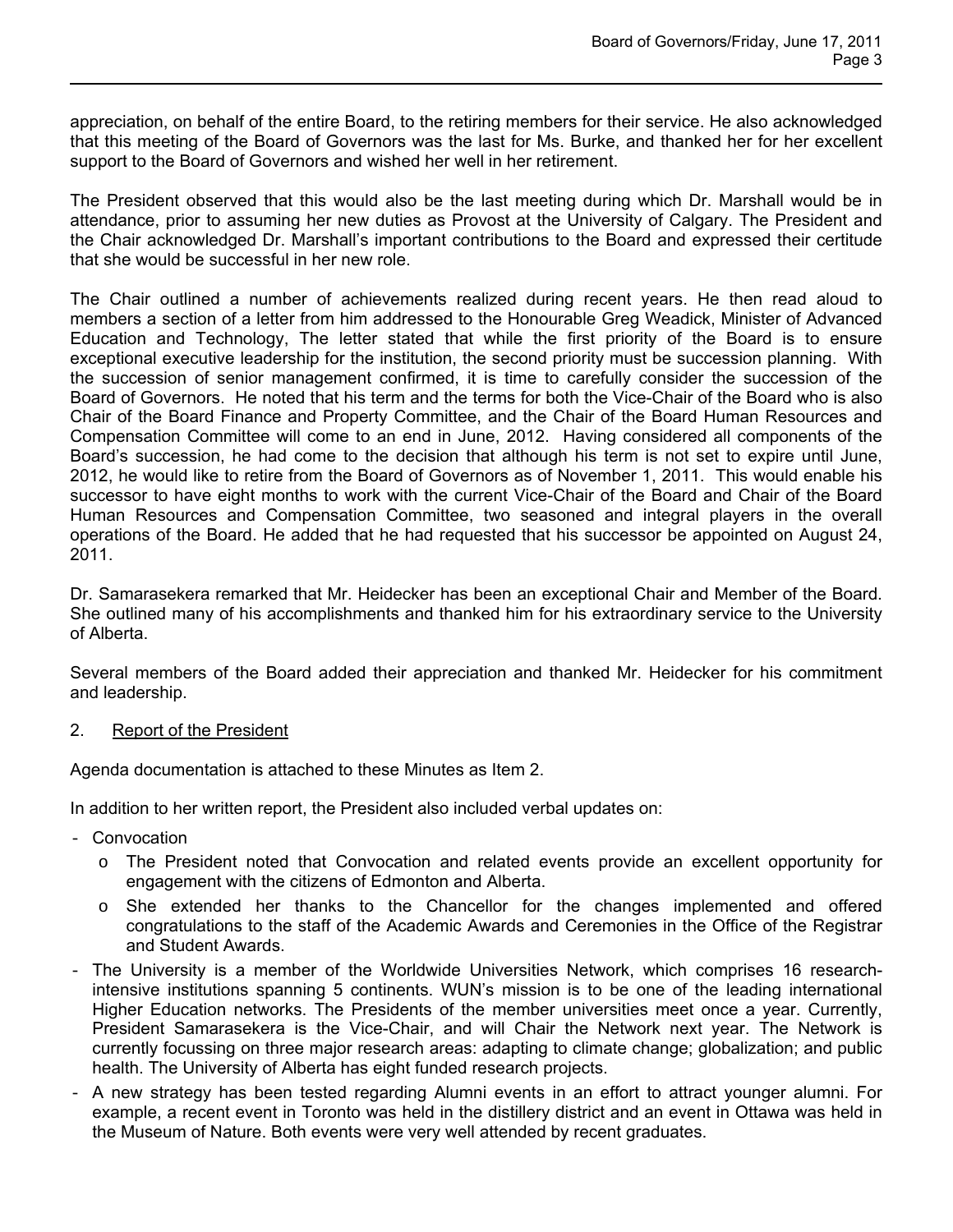appreciation, on behalf of the entire Board, to the retiring members for their service. He also acknowledged that this meeting of the Board of Governors was the last for Ms. Burke, and thanked her for her excellent support to the Board of Governors and wished her well in her retirement.

The President observed that this would also be the last meeting during which Dr. Marshall would be in attendance, prior to assuming her new duties as Provost at the University of Calgary. The President and the Chair acknowledged Dr. Marshall's important contributions to the Board and expressed their certitude that she would be successful in her new role.

The Chair outlined a number of achievements realized during recent years. He then read aloud to members a section of a letter from him addressed to the Honourable Greg Weadick, Minister of Advanced Education and Technology, The letter stated that while the first priority of the Board is to ensure exceptional executive leadership for the institution, the second priority must be succession planning. With the succession of senior management confirmed, it is time to carefully consider the succession of the Board of Governors. He noted that his term and the terms for both the Vice-Chair of the Board who is also Chair of the Board Finance and Property Committee, and the Chair of the Board Human Resources and Compensation Committee will come to an end in June, 2012. Having considered all components of the Board's succession, he had come to the decision that although his term is not set to expire until June, 2012, he would like to retire from the Board of Governors as of November 1, 2011. This would enable his successor to have eight months to work with the current Vice-Chair of the Board and Chair of the Board Human Resources and Compensation Committee, two seasoned and integral players in the overall operations of the Board. He added that he had requested that his successor be appointed on August 24, 2011.

Dr. Samarasekera remarked that Mr. Heidecker has been an exceptional Chair and Member of the Board. She outlined many of his accomplishments and thanked him for his extraordinary service to the University of Alberta.

Several members of the Board added their appreciation and thanked Mr. Heidecker for his commitment and leadership.

2. Report of the President

Agenda documentation is attached to these Minutes as Item 2.

In addition to her written report, the President also included verbal updates on:

- Convocation
  - The President noted that Convocation and related events provide an excellent opportunity for engagement with the citizens of Edmonton and Alberta.
  - She extended her thanks to the Chancellor for the changes implemented and offered congratulations to the staff of the Academic Awards and Ceremonies in the Office of the Registrar and Student Awards.
- The University is a member of the Worldwide Universities Network, which comprises 16 research-intensive institutions spanning 5 continents. WUN's mission is to be one of the leading international Higher Education networks. The Presidents of the member universities meet once a year. Currently, President Samarasekera is the Vice-Chair, and will Chair the Network next year. The Network is currently focussing on three major research areas: adapting to climate change; globalization; and public health. The University of Alberta has eight funded research projects.
- A new strategy has been tested regarding Alumni events in an effort to attract younger alumni. For example, a recent event in Toronto was held in the distillery district and an event in Ottawa was held in the Museum of Nature. Both events were very well attended by recent graduates.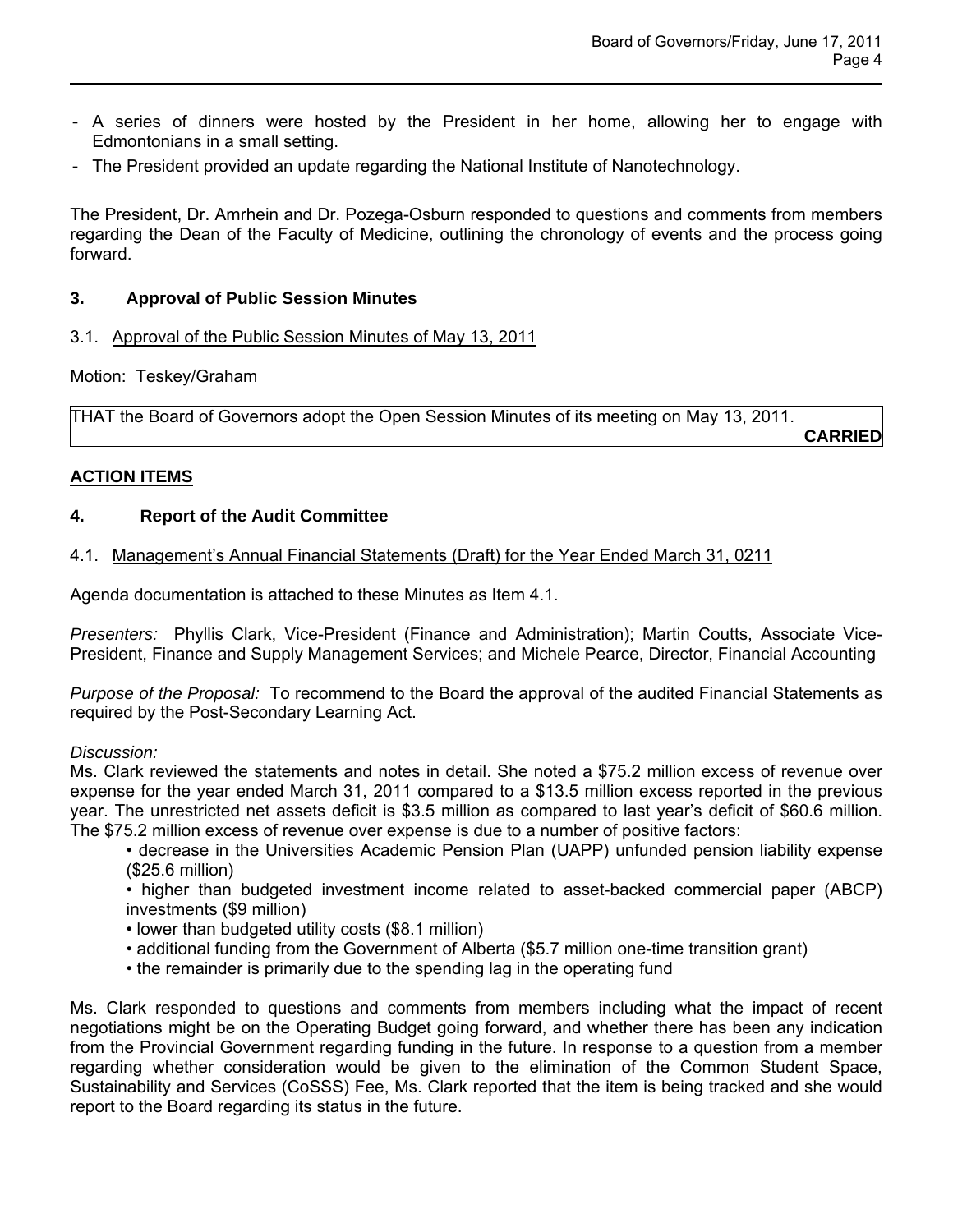- A series of dinners were hosted by the President in her home, allowing her to engage with Edmontonians in a small setting.
- The President provided an update regarding the National Institute of Nanotechnology.

The President, Dr. Amrhein and Dr. Pozega-Osburn responded to questions and comments from members regarding the Dean of the Faculty of Medicine, outlining the chronology of events and the process going forward.

### 3. Approval of Public Session Minutes

3.1. Approval of the Public Session Minutes of May 13, 2011

Motion: Teskey/Graham

THAT the Board of Governors adopt the Open Session Minutes of its meeting on May 13, 2011.

**CARRIED**

**ACTION ITEMS**

### 4. Report of the Audit Committee

4.1. Management's Annual Financial Statements (Draft) for the Year Ended March 31, 0211

Agenda documentation is attached to these Minutes as Item 4.1.

*Presenters:* Phyllis Clark, Vice-President (Finance and Administration); Martin Coutts, Associate Vice-President, Finance and Supply Management Services; and Michele Pearce, Director, Financial Accounting

*Purpose of the Proposal:* To recommend to the Board the approval of the audited Financial Statements as required by the Post-Secondary Learning Act.

*Discussion:*

Ms. Clark reviewed the statements and notes in detail. She noted a $75.2 million excess of revenue over expense for the year ended March 31, 2011 compared to a $13.5 million excess reported in the previous year. The unrestricted net assets deficit is $3.5 million as compared to last year's deficit of $60.6 million. The $75.2 million excess of revenue over expense is due to a number of positive factors:

- decrease in the Universities Academic Pension Plan (UAPP) unfunded pension liability expense ($25.6 million)
- higher than budgeted investment income related to asset-backed commercial paper (ABCP) investments ($9 million)
- lower than budgeted utility costs ($8.1 million)
- additional funding from the Government of Alberta ($5.7 million one-time transition grant)
- the remainder is primarily due to the spending lag in the operating fund

Ms. Clark responded to questions and comments from members including what the impact of recent negotiations might be on the Operating Budget going forward, and whether there has been any indication from the Provincial Government regarding funding in the future. In response to a question from a member regarding whether consideration would be given to the elimination of the Common Student Space, Sustainability and Services (CoSSS) Fee, Ms. Clark reported that the item is being tracked and she would report to the Board regarding its status in the future.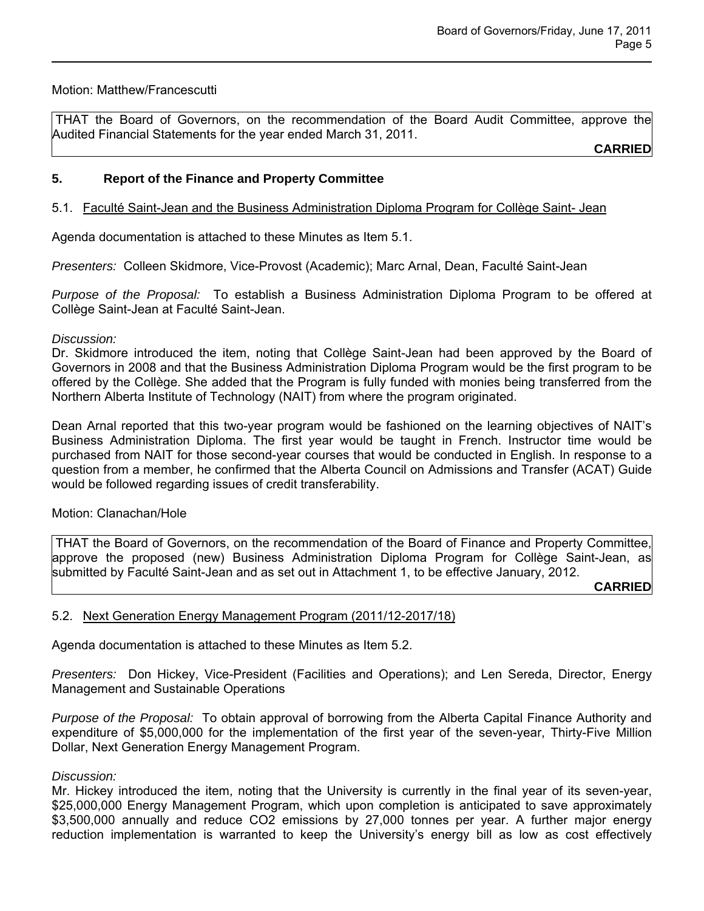Motion: Matthew/Francescutti

THAT the Board of Governors, on the recommendation of the Board Audit Committee, approve the Audited Financial Statements for the year ended March 31, 2011.

**CARRIED**

## 5. Report of the Finance and Property Committee

### 5.1. Faculté Saint-Jean and the Business Administration Diploma Program for Collège Saint- Jean

Agenda documentation is attached to these Minutes as Item 5.1.

*Presenters:* Colleen Skidmore, Vice-Provost (Academic); Marc Arnal, Dean, Faculté Saint-Jean

*Purpose of the Proposal:* To establish a Business Administration Diploma Program to be offered at Collège Saint-Jean at Faculté Saint-Jean.

*Discussion:*

Dr. Skidmore introduced the item, noting that Collège Saint-Jean had been approved by the Board of Governors in 2008 and that the Business Administration Diploma Program would be the first program to be offered by the Collège. She added that the Program is fully funded with monies being transferred from the Northern Alberta Institute of Technology (NAIT) from where the program originated.

Dean Arnal reported that this two-year program would be fashioned on the learning objectives of NAIT's Business Administration Diploma. The first year would be taught in French. Instructor time would be purchased from NAIT for those second-year courses that would be conducted in English. In response to a question from a member, he confirmed that the Alberta Council on Admissions and Transfer (ACAT) Guide would be followed regarding issues of credit transferability.

Motion: Clanachan/Hole

THAT the Board of Governors, on the recommendation of the Board of Finance and Property Committee, approve the proposed (new) Business Administration Diploma Program for Collège Saint-Jean, as submitted by Faculté Saint-Jean and as set out in Attachment 1, to be effective January, 2012.

**CARRIED**

### 5.2. Next Generation Energy Management Program (2011/12-2017/18)

Agenda documentation is attached to these Minutes as Item 5.2.

*Presenters:* Don Hickey, Vice-President (Facilities and Operations); and Len Sereda, Director, Energy Management and Sustainable Operations

*Purpose of the Proposal:* To obtain approval of borrowing from the Alberta Capital Finance Authority and expenditure of $5,000,000 for the implementation of the first year of the seven-year, Thirty-Five Million Dollar, Next Generation Energy Management Program.

*Discussion:*

Mr. Hickey introduced the item, noting that the University is currently in the final year of its seven-year, $25,000,000 Energy Management Program, which upon completion is anticipated to save approximately $3,500,000 annually and reduce $CO_2$ emissions by 27,000 tonnes per year. A further major energy reduction implementation is warranted to keep the University's energy bill as low as cost effectively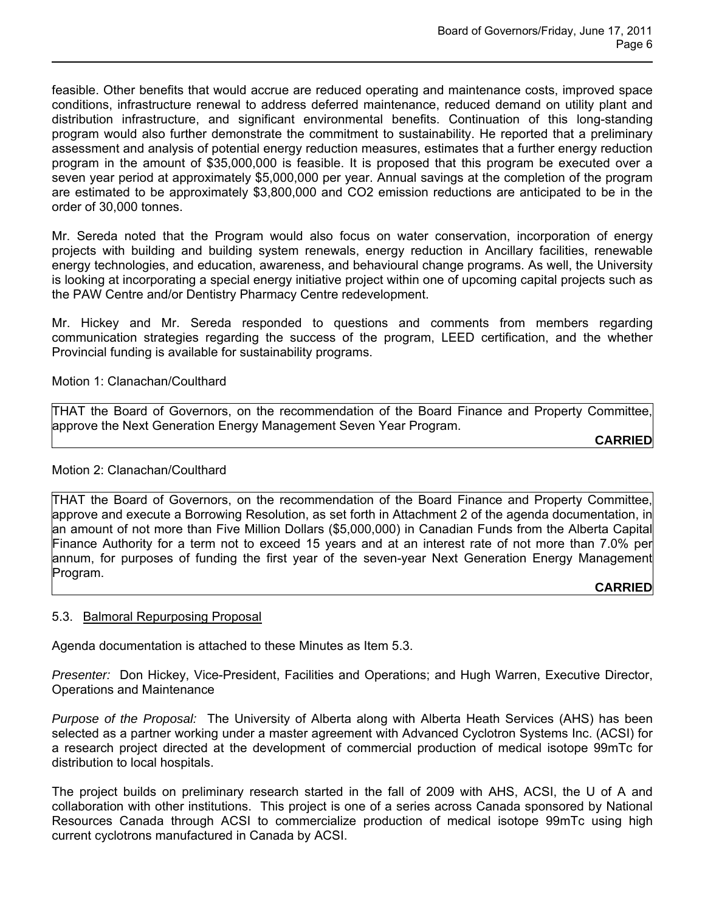feasible. Other benefits that would accrue are reduced operating and maintenance costs, improved space conditions, infrastructure renewal to address deferred maintenance, reduced demand on utility plant and distribution infrastructure, and significant environmental benefits. Continuation of this long-standing program would also further demonstrate the commitment to sustainability. He reported that a preliminary assessment and analysis of potential energy reduction measures, estimates that a further energy reduction program in the amount of $35,000,000 is feasible. It is proposed that this program be executed over a seven year period at approximately $5,000,000 per year. Annual savings at the completion of the program are estimated to be approximately $3,800,000 and CO2 emission reductions are anticipated to be in the order of 30,000 tonnes.

Mr. Sereda noted that the Program would also focus on water conservation, incorporation of energy projects with building and building system renewals, energy reduction in Ancillary facilities, renewable energy technologies, and education, awareness, and behavioural change programs. As well, the University is looking at incorporating a special energy initiative project within one of upcoming capital projects such as the PAW Centre and/or Dentistry Pharmacy Centre redevelopment.

Mr. Hickey and Mr. Sereda responded to questions and comments from members regarding communication strategies regarding the success of the program, LEED certification, and the whether Provincial funding is available for sustainability programs.

Motion 1: Clanachan/Coulthard

THAT the Board of Governors, on the recommendation of the Board Finance and Property Committee, approve the Next Generation Energy Management Seven Year Program.

**CARRIED**

Motion 2: Clanachan/Coulthard

THAT the Board of Governors, on the recommendation of the Board Finance and Property Committee, approve and execute a Borrowing Resolution, as set forth in Attachment 2 of the agenda documentation, in an amount of not more than Five Million Dollars ($5,000,000) in Canadian Funds from the Alberta Capital Finance Authority for a term not to exceed 15 years and at an interest rate of not more than 7.0% per annum, for purposes of funding the first year of the seven-year Next Generation Energy Management Program.

**CARRIED**

### 5.3. Balmoral Repurposing Proposal

Agenda documentation is attached to these Minutes as Item 5.3.

*Presenter:* Don Hickey, Vice-President, Facilities and Operations; and Hugh Warren, Executive Director, Operations and Maintenance

*Purpose of the Proposal:* The University of Alberta along with Alberta Heath Services (AHS) has been selected as a partner working under a master agreement with Advanced Cyclotron Systems Inc. (ACSI) for a research project directed at the development of commercial production of medical isotope 99mTc for distribution to local hospitals.

The project builds on preliminary research started in the fall of 2009 with AHS, ACSI, the U of A and collaboration with other institutions. This project is one of a series across Canada sponsored by National Resources Canada through ACSI to commercialize production of medical isotope 99mTc using high current cyclotrons manufactured in Canada by ACSI.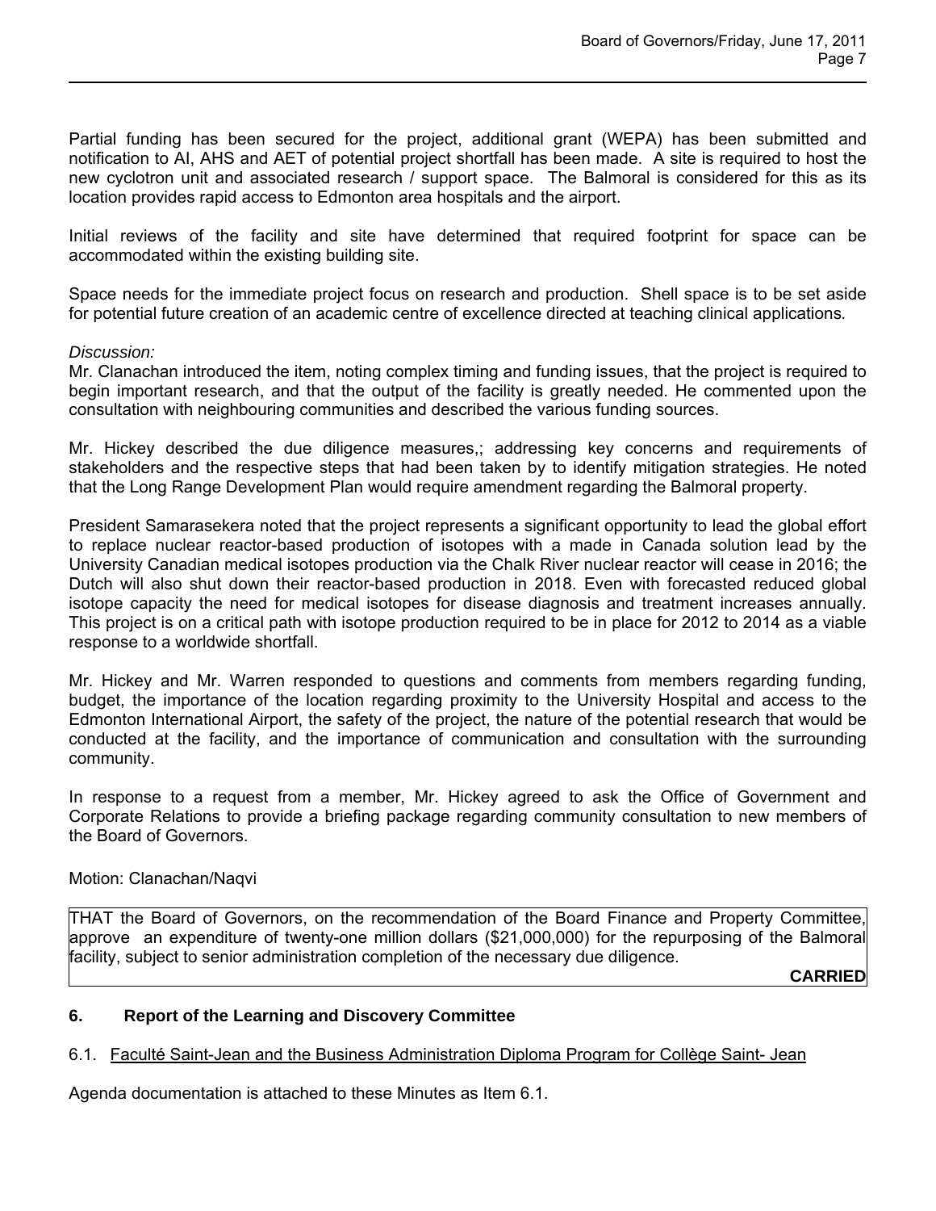Partial funding has been secured for the project, additional grant (WEPA) has been submitted and notification to AI, AHS and AET of potential project shortfall has been made. A site is required to host the new cyclotron unit and associated research / support space. The Balmoral is considered for this as its location provides rapid access to Edmonton area hospitals and the airport.

Initial reviews of the facility and site have determined that required footprint for space can be accommodated within the existing building site.

Space needs for the immediate project focus on research and production. Shell space is to be set aside for potential future creation of an academic centre of excellence directed at teaching clinical applications.

*Discussion:*
Mr. Clanachan introduced the item, noting complex timing and funding issues, that the project is required to begin important research, and that the output of the facility is greatly needed. He commented upon the consultation with neighbouring communities and described the various funding sources.

Mr. Hickey described the due diligence measures,; addressing key concerns and requirements of stakeholders and the respective steps that had been taken by to identify mitigation strategies. He noted that the Long Range Development Plan would require amendment regarding the Balmoral property.

President Samarasekera noted that the project represents a significant opportunity to lead the global effort to replace nuclear reactor-based production of isotopes with a made in Canada solution lead by the University Canadian medical isotopes production via the Chalk River nuclear reactor will cease in 2016; the Dutch will also shut down their reactor-based production in 2018. Even with forecasted reduced global isotope capacity the need for medical isotopes for disease diagnosis and treatment increases annually. This project is on a critical path with isotope production required to be in place for 2012 to 2014 as a viable response to a worldwide shortfall.

Mr. Hickey and Mr. Warren responded to questions and comments from members regarding funding, budget, the importance of the location regarding proximity to the University Hospital and access to the Edmonton International Airport, the safety of the project, the nature of the potential research that would be conducted at the facility, and the importance of communication and consultation with the surrounding community.

In response to a request from a member, Mr. Hickey agreed to ask the Office of Government and Corporate Relations to provide a briefing package regarding community consultation to new members of the Board of Governors.

Motion: Clanachan/Naqvi

THAT the Board of Governors, on the recommendation of the Board Finance and Property Committee, approve an expenditure of twenty-one million dollars ($21,000,000) for the repurposing of the Balmoral facility, subject to senior administration completion of the necessary due diligence.

**CARRIED**

## 6. Report of the Learning and Discovery Committee

6.1. Faculté Saint-Jean and the Business Administration Diploma Program for Collège Saint- Jean

Agenda documentation is attached to these Minutes as Item 6.1.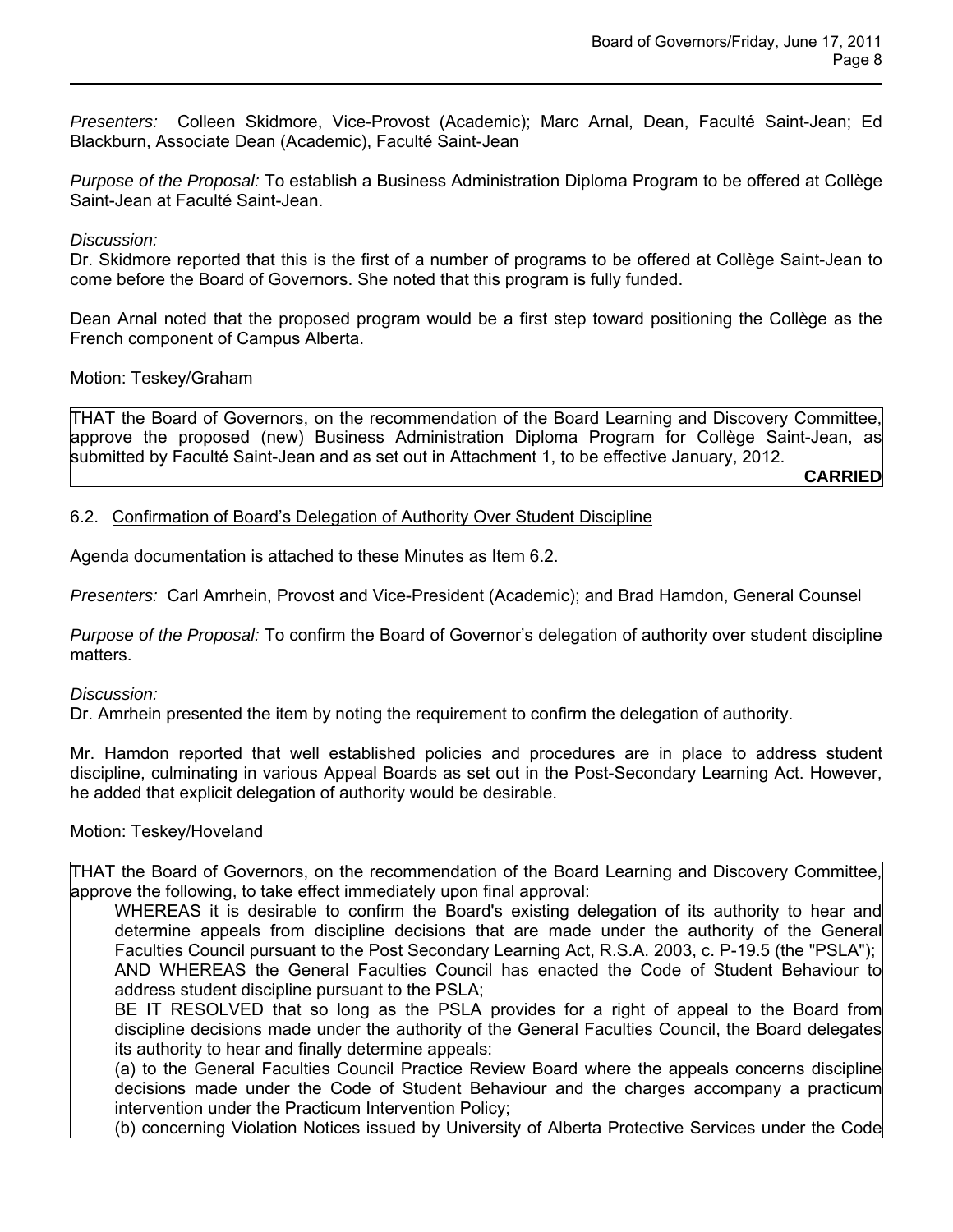*Presenters:* Colleen Skidmore, Vice-Provost (Academic); Marc Arnal, Dean, Faculté Saint-Jean; Ed Blackburn, Associate Dean (Academic), Faculté Saint-Jean

*Purpose of the Proposal:* To establish a Business Administration Diploma Program to be offered at Collège Saint-Jean at Faculté Saint-Jean.

*Discussion:*
Dr. Skidmore reported that this is the first of a number of programs to be offered at Collège Saint-Jean to come before the Board of Governors. She noted that this program is fully funded.

Dean Arnal noted that the proposed program would be a first step toward positioning the Collège as the French component of Campus Alberta.

Motion: Teskey/Graham

THAT the Board of Governors, on the recommendation of the Board Learning and Discovery Committee, approve the proposed (new) Business Administration Diploma Program for Collège Saint-Jean, as submitted by Faculté Saint-Jean and as set out in Attachment 1, to be effective January, 2012.

**CARRIED**

6.2. Confirmation of Board's Delegation of Authority Over Student Discipline

Agenda documentation is attached to these Minutes as Item 6.2.

*Presenters:* Carl Amrhein, Provost and Vice-President (Academic); and Brad Hamdon, General Counsel

*Purpose of the Proposal:* To confirm the Board of Governor's delegation of authority over student discipline matters.

*Discussion:*
Dr. Amrhein presented the item by noting the requirement to confirm the delegation of authority.

Mr. Hamdon reported that well established policies and procedures are in place to address student discipline, culminating in various Appeal Boards as set out in the Post-Secondary Learning Act. However, he added that explicit delegation of authority would be desirable.

Motion: Teskey/Hoveland

THAT the Board of Governors, on the recommendation of the Board Learning and Discovery Committee, approve the following, to take effect immediately upon final approval:

WHEREAS it is desirable to confirm the Board's existing delegation of its authority to hear and determine appeals from discipline decisions that are made under the authority of the General Faculties Council pursuant to the Post Secondary Learning Act, R.S.A. 2003, c. P-19.5 (the "PSLA");
AND WHEREAS the General Faculties Council has enacted the Code of Student Behaviour to address student discipline pursuant to the PSLA;
BE IT RESOLVED that so long as the PSLA provides for a right of appeal to the Board from discipline decisions made under the authority of the General Faculties Council, the Board delegates its authority to hear and finally determine appeals:
(a) to the General Faculties Council Practice Review Board where the appeals concerns discipline decisions made under the Code of Student Behaviour and the charges accompany a practicum intervention under the Practicum Intervention Policy;
(b) concerning Violation Notices issued by University of Alberta Protective Services under the Code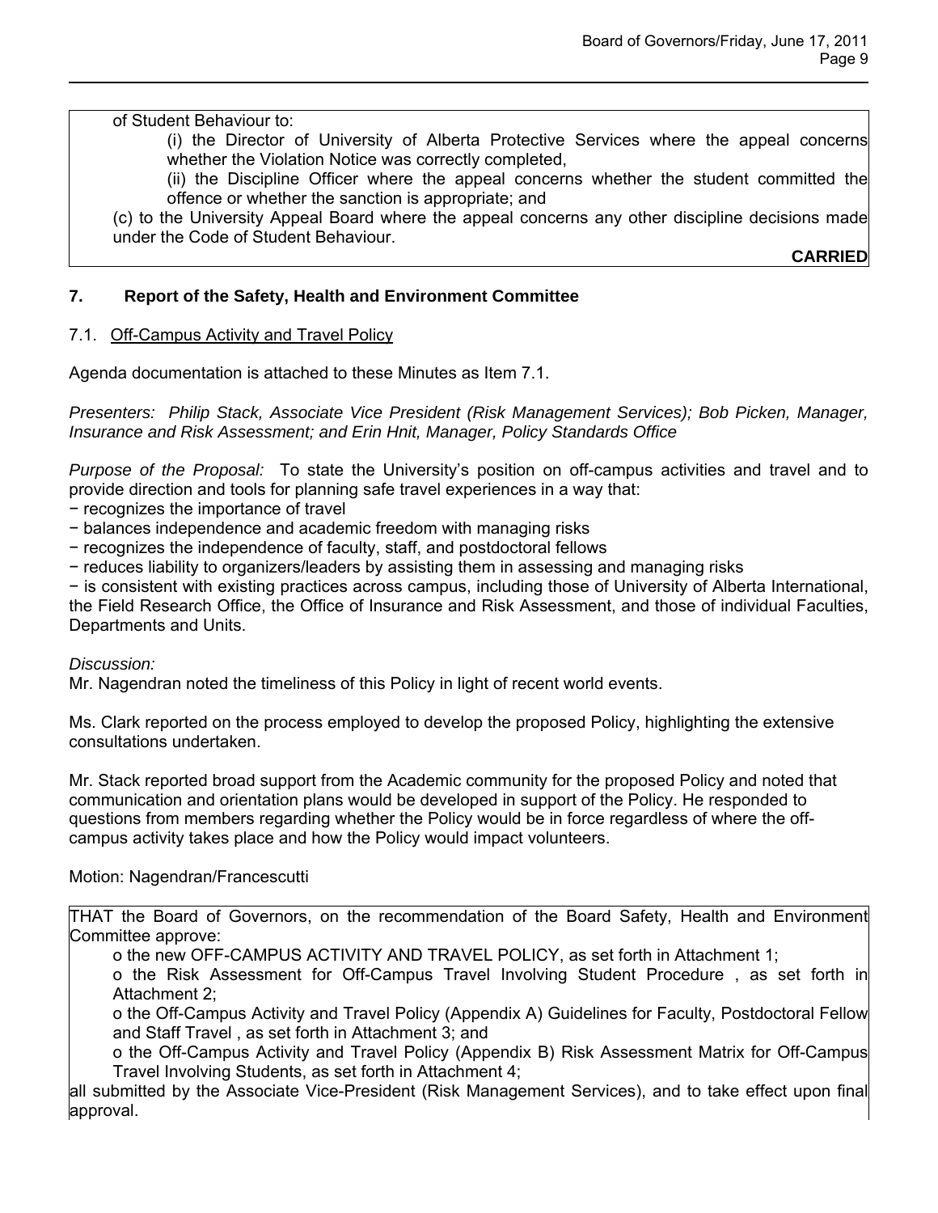of Student Behaviour to:

(i) the Director of University of Alberta Protective Services where the appeal concerns whether the Violation Notice was correctly completed,

(ii) the Discipline Officer where the appeal concerns whether the student committed the offence or whether the sanction is appropriate; and

(c) to the University Appeal Board where the appeal concerns any other discipline decisions made under the Code of Student Behaviour.

**CARRIED**

## 7. Report of the Safety, Health and Environment Committee

### 7.1. Off-Campus Activity and Travel Policy

Agenda documentation is attached to these Minutes as Item 7.1.

*Presenters: Philip Stack, Associate Vice President (Risk Management Services); Bob Picken, Manager, Insurance and Risk Assessment; and Erin Hnit, Manager, Policy Standards Office*

*Purpose of the Proposal:* To state the University's position on off-campus activities and travel and to provide direction and tools for planning safe travel experiences in a way that:

− recognizes the importance of travel

− balances independence and academic freedom with managing risks

− recognizes the independence of faculty, staff, and postdoctoral fellows

− reduces liability to organizers/leaders by assisting them in assessing and managing risks

− is consistent with existing practices across campus, including those of University of Alberta International, the Field Research Office, the Office of Insurance and Risk Assessment, and those of individual Faculties, Departments and Units.

*Discussion:*

Mr. Nagendran noted the timeliness of this Policy in light of recent world events.

Ms. Clark reported on the process employed to develop the proposed Policy, highlighting the extensive consultations undertaken.

Mr. Stack reported broad support from the Academic community for the proposed Policy and noted that communication and orientation plans would be developed in support of the Policy. He responded to questions from members regarding whether the Policy would be in force regardless of where the off-campus activity takes place and how the Policy would impact volunteers.

Motion: Nagendran/Francescutti

THAT the Board of Governors, on the recommendation of the Board Safety, Health and Environment Committee approve:

o the new OFF-CAMPUS ACTIVITY AND TRAVEL POLICY, as set forth in Attachment 1;

o the Risk Assessment for Off-Campus Travel Involving Student Procedure , as set forth in Attachment 2;

o the Off-Campus Activity and Travel Policy (Appendix A) Guidelines for Faculty, Postdoctoral Fellow and Staff Travel , as set forth in Attachment 3; and

o the Off-Campus Activity and Travel Policy (Appendix B) Risk Assessment Matrix for Off-Campus Travel Involving Students, as set forth in Attachment 4;

all submitted by the Associate Vice-President (Risk Management Services), and to take effect upon final approval.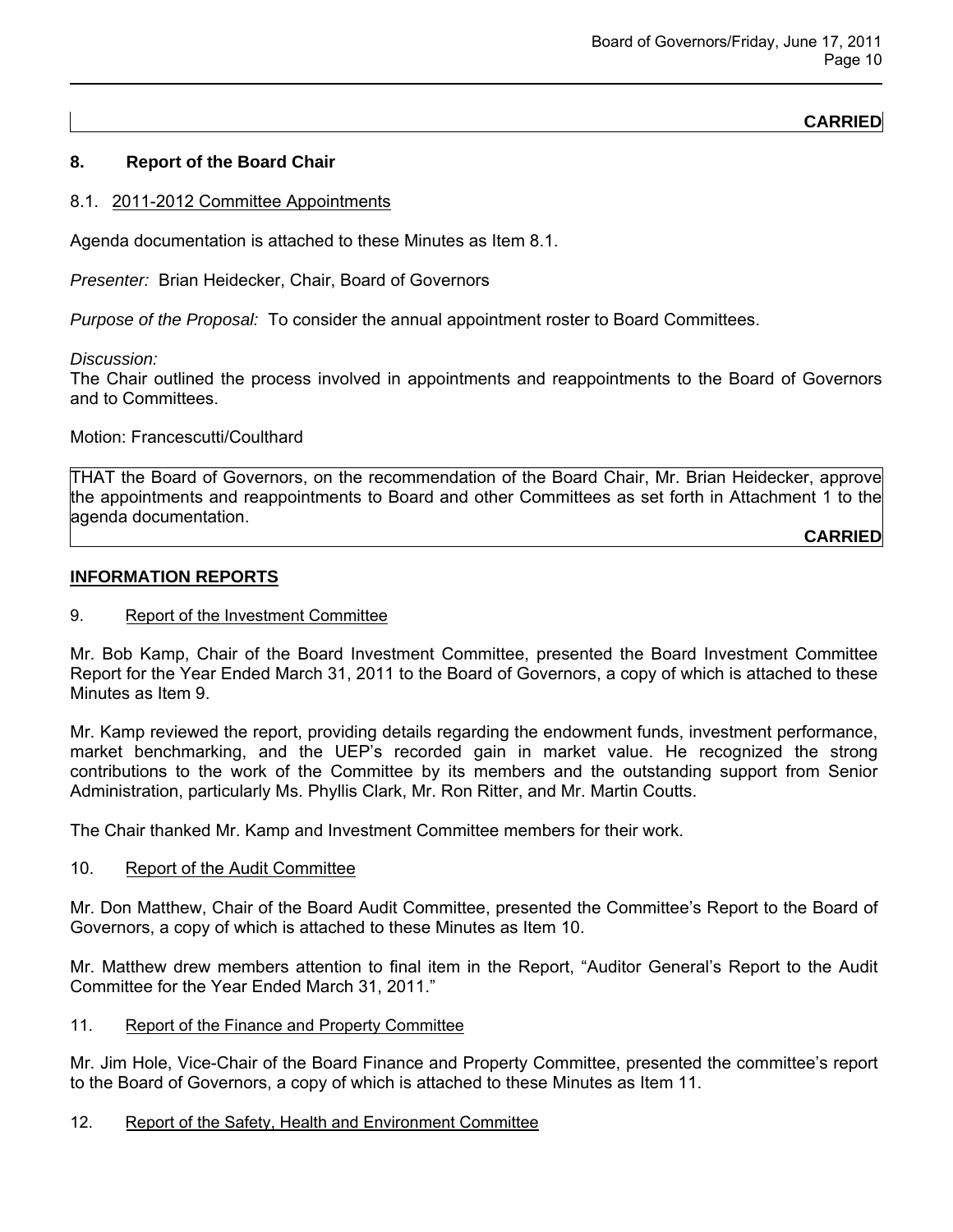**CARRIED**

## 8. Report of the Board Chair

### 8.1. 2011-2012 Committee Appointments

Agenda documentation is attached to these Minutes as Item 8.1.

*Presenter:* Brian Heidecker, Chair, Board of Governors

*Purpose of the Proposal:* To consider the annual appointment roster to Board Committees.

*Discussion:*
The Chair outlined the process involved in appointments and reappointments to the Board of Governors and to Committees.

Motion: Francescutti/Coulthard

THAT the Board of Governors, on the recommendation of the Board Chair, Mr. Brian Heidecker, approve the appointments and reappointments to Board and other Committees as set forth in Attachment 1 to the agenda documentation.

**CARRIED**

## INFORMATION REPORTS

### 9. Report of the Investment Committee

Mr. Bob Kamp, Chair of the Board Investment Committee, presented the Board Investment Committee Report for the Year Ended March 31, 2011 to the Board of Governors, a copy of which is attached to these Minutes as Item 9.

Mr. Kamp reviewed the report, providing details regarding the endowment funds, investment performance, market benchmarking, and the UEP's recorded gain in market value. He recognized the strong contributions to the work of the Committee by its members and the outstanding support from Senior Administration, particularly Ms. Phyllis Clark, Mr. Ron Ritter, and Mr. Martin Coutts.

The Chair thanked Mr. Kamp and Investment Committee members for their work.

### 10. Report of the Audit Committee

Mr. Don Matthew, Chair of the Board Audit Committee, presented the Committee's Report to the Board of Governors, a copy of which is attached to these Minutes as Item 10.

Mr. Matthew drew members attention to final item in the Report, "Auditor General's Report to the Audit Committee for the Year Ended March 31, 2011."

### 11. Report of the Finance and Property Committee

Mr. Jim Hole, Vice-Chair of the Board Finance and Property Committee, presented the committee's report to the Board of Governors, a copy of which is attached to these Minutes as Item 11.

### 12. Report of the Safety, Health and Environment Committee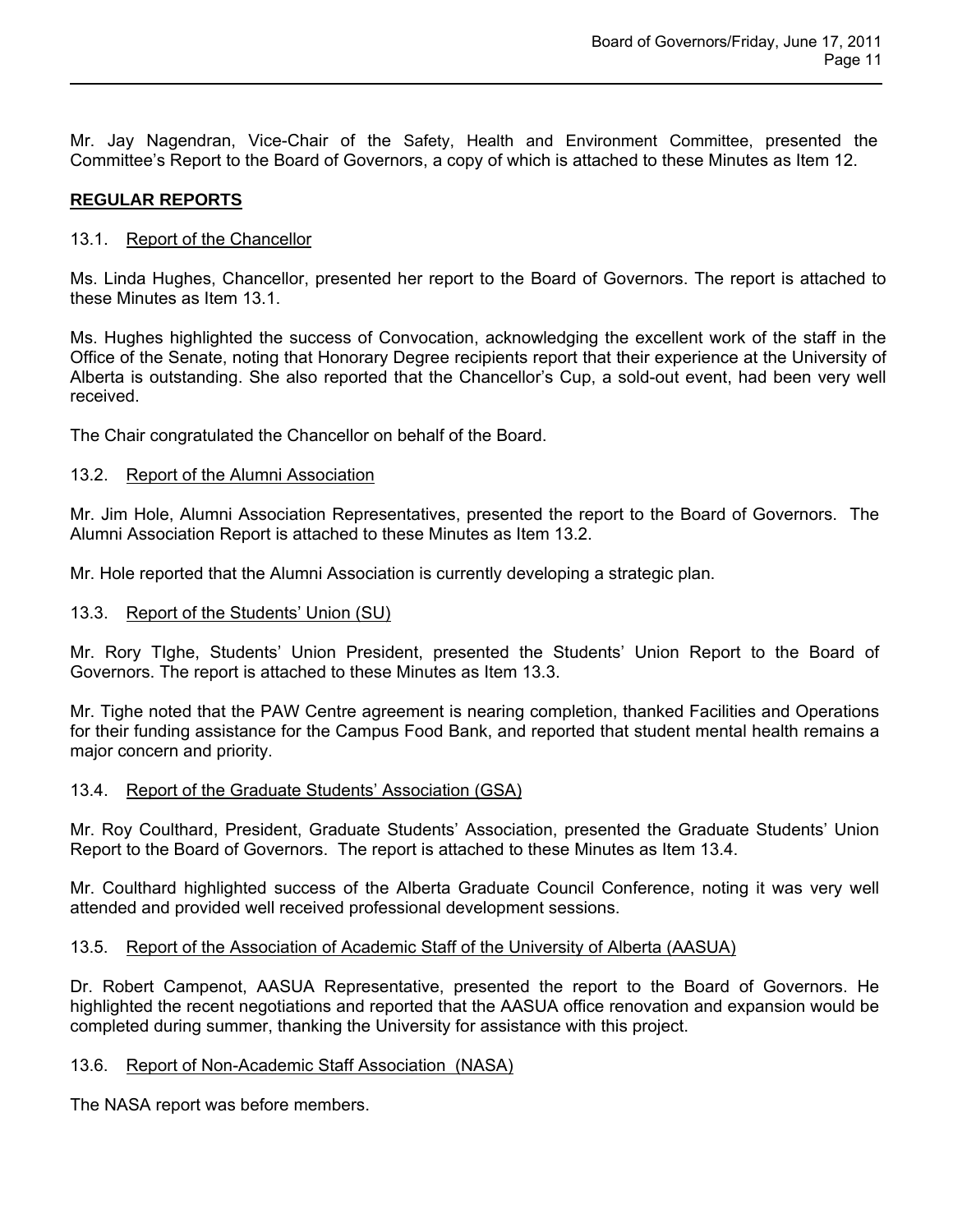Mr. Jay Nagendran, Vice-Chair of the Safety, Health and Environment Committee, presented the Committee's Report to the Board of Governors, a copy of which is attached to these Minutes as Item 12.

## REGULAR REPORTS

### 13.1. Report of the Chancellor

Ms. Linda Hughes, Chancellor, presented her report to the Board of Governors. The report is attached to these Minutes as Item 13.1.

Ms. Hughes highlighted the success of Convocation, acknowledging the excellent work of the staff in the Office of the Senate, noting that Honorary Degree recipients report that their experience at the University of Alberta is outstanding. She also reported that the Chancellor's Cup, a sold-out event, had been very well received.

The Chair congratulated the Chancellor on behalf of the Board.

### 13.2. Report of the Alumni Association

Mr. Jim Hole, Alumni Association Representatives, presented the report to the Board of Governors. The Alumni Association Report is attached to these Minutes as Item 13.2.

Mr. Hole reported that the Alumni Association is currently developing a strategic plan.

### 13.3. Report of the Students' Union (SU)

Mr. Rory TIghe, Students' Union President, presented the Students' Union Report to the Board of Governors. The report is attached to these Minutes as Item 13.3.

Mr. Tighe noted that the PAW Centre agreement is nearing completion, thanked Facilities and Operations for their funding assistance for the Campus Food Bank, and reported that student mental health remains a major concern and priority.

### 13.4. Report of the Graduate Students' Association (GSA)

Mr. Roy Coulthard, President, Graduate Students' Association, presented the Graduate Students' Union Report to the Board of Governors. The report is attached to these Minutes as Item 13.4.

Mr. Coulthard highlighted success of the Alberta Graduate Council Conference, noting it was very well attended and provided well received professional development sessions.

### 13.5. Report of the Association of Academic Staff of the University of Alberta (AASUA)

Dr. Robert Campenot, AASUA Representative, presented the report to the Board of Governors. He highlighted the recent negotiations and reported that the AASUA office renovation and expansion would be completed during summer, thanking the University for assistance with this project.

### 13.6. Report of Non-Academic Staff Association (NASA)

The NASA report was before members.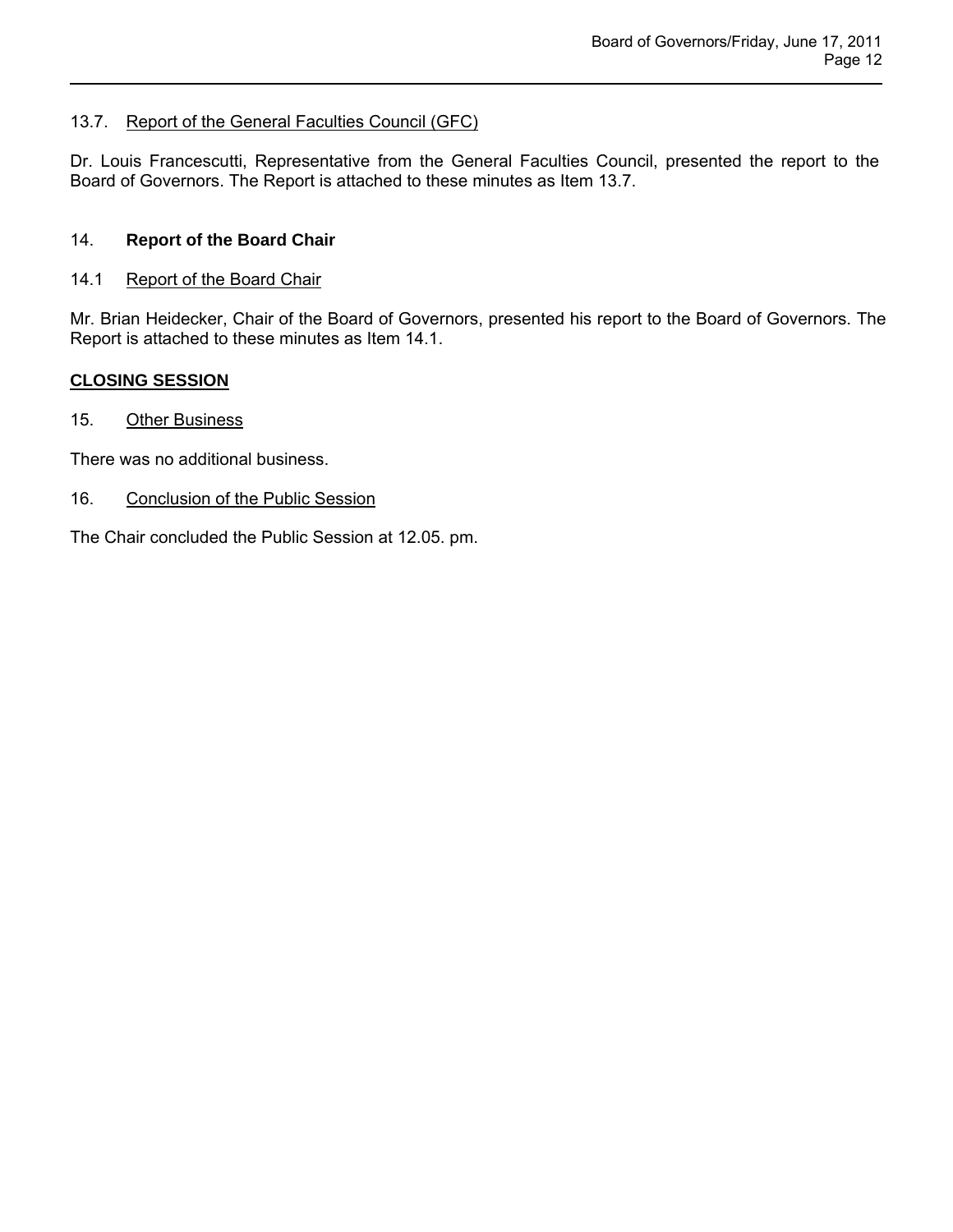13.7. Report of the General Faculties Council (GFC)

Dr. Louis Francescutti, Representative from the General Faculties Council, presented the report to the Board of Governors. The Report is attached to these minutes as Item 13.7.

## 14. Report of the Board Chair

14.1 Report of the Board Chair

Mr. Brian Heidecker, Chair of the Board of Governors, presented his report to the Board of Governors. The Report is attached to these minutes as Item 14.1.

## CLOSING SESSION

15. Other Business

There was no additional business.

16. Conclusion of the Public Session

The Chair concluded the Public Session at 12.05. pm.